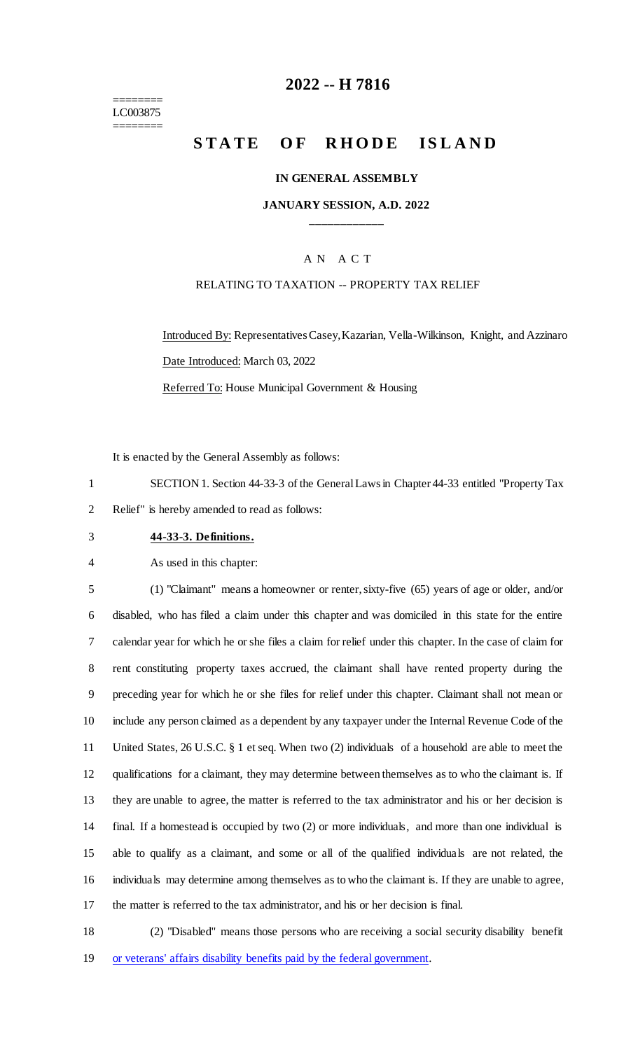========
LC003875
========

# 2022 -- H 7816

# STATE OF RHODE ISLAND

**IN GENERAL ASSEMBLY**

**JANUARY SESSION, A.D. 2022**

A N A C T

RELATING TO TAXATION -- PROPERTY TAX RELIEF

Introduced By: Representatives Casey, Kazarian, Vella-Wilkinson, Knight, and Azzinaro

Date Introduced: March 03, 2022

Referred To: House Municipal Government & Housing

It is enacted by the General Assembly as follows:

1 SECTION 1. Section 44-33-3 of the General Laws in Chapter 44-33 entitled "Property Tax
2 Relief" is hereby amended to read as follows:

3 **44-33-3. Definitions.**

4 As used in this chapter:

5 (1) "Claimant" means a homeowner or renter, sixty-five (65) years of age or older, and/or
6 disabled, who has filed a claim under this chapter and was domiciled in this state for the entire
7 calendar year for which he or she files a claim for relief under this chapter. In the case of claim for
8 rent constituting property taxes accrued, the claimant shall have rented property during the
9 preceding year for which he or she files for relief under this chapter. Claimant shall not mean or
10 include any person claimed as a dependent by any taxpayer under the Internal Revenue Code of the
11 United States, 26 U.S.C. § 1 et seq. When two (2) individuals of a household are able to meet the
12 qualifications for a claimant, they may determine between themselves as to who the claimant is. If
13 they are unable to agree, the matter is referred to the tax administrator and his or her decision is
14 final. If a homestead is occupied by two (2) or more individuals, and more than one individual is
15 able to qualify as a claimant, and some or all of the qualified individuals are not related, the
16 individuals may determine among themselves as to who the claimant is. If they are unable to agree,
17 the matter is referred to the tax administrator, and his or her decision is final.

18 (2) "Disabled" means those persons who are receiving a social security disability benefit
19 or veterans' affairs disability benefits paid by the federal government.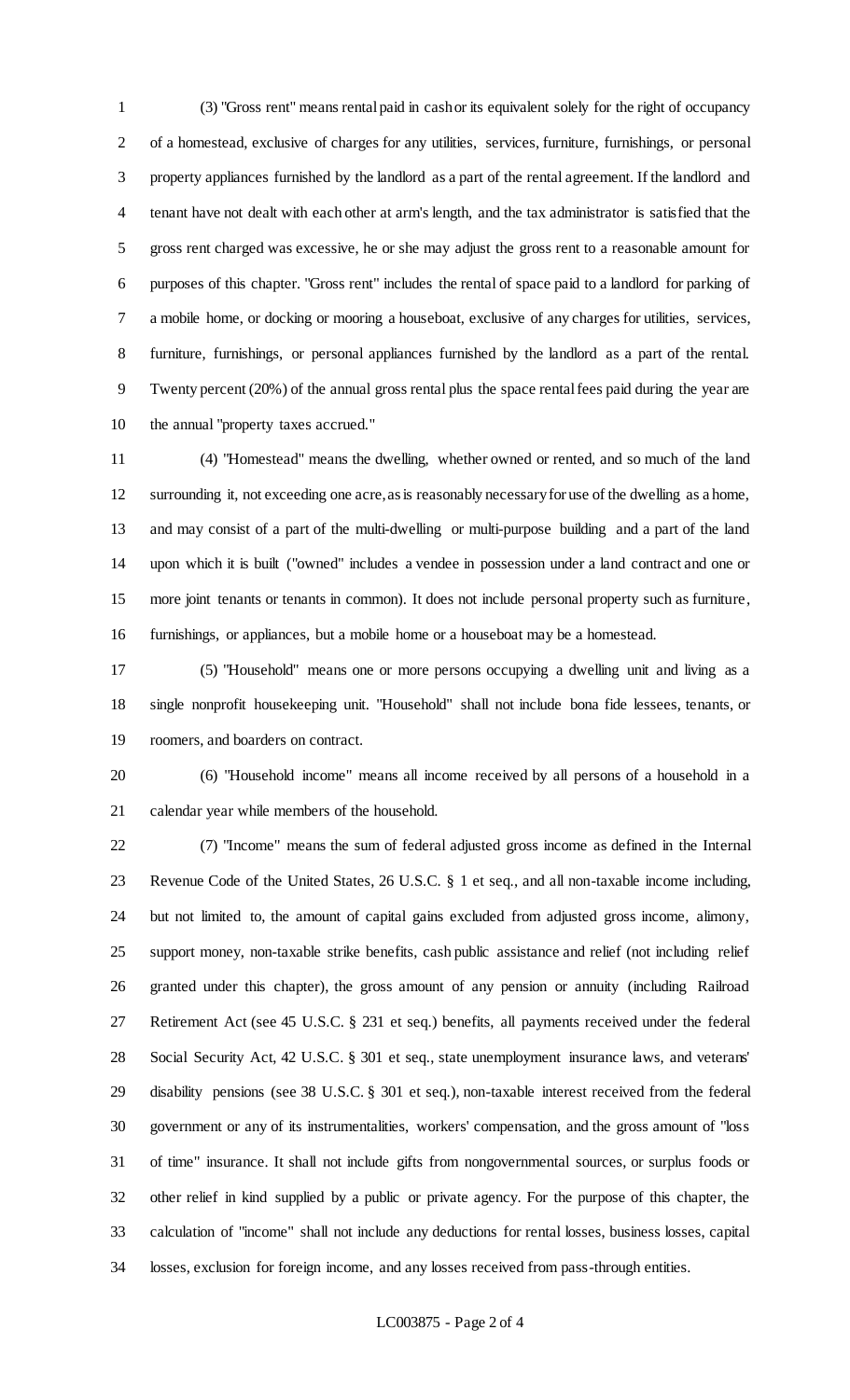(3) "Gross rent" means rental paid in cash or its equivalent solely for the right of occupancy of a homestead, exclusive of charges for any utilities, services, furniture, furnishings, or personal property appliances furnished by the landlord as a part of the rental agreement. If the landlord and tenant have not dealt with each other at arm's length, and the tax administrator is satisfied that the gross rent charged was excessive, he or she may adjust the gross rent to a reasonable amount for purposes of this chapter. "Gross rent" includes the rental of space paid to a landlord for parking of a mobile home, or docking or mooring a houseboat, exclusive of any charges for utilities, services, furniture, furnishings, or personal appliances furnished by the landlord as a part of the rental. Twenty percent (20%) of the annual gross rental plus the space rental fees paid during the year are the annual "property taxes accrued."

(4) "Homestead" means the dwelling, whether owned or rented, and so much of the land surrounding it, not exceeding one acre, as is reasonably necessary for use of the dwelling as a home, and may consist of a part of the multi-dwelling or multi-purpose building and a part of the land upon which it is built ("owned" includes a vendee in possession under a land contract and one or more joint tenants or tenants in common). It does not include personal property such as furniture, furnishings, or appliances, but a mobile home or a houseboat may be a homestead.

(5) "Household" means one or more persons occupying a dwelling unit and living as a single nonprofit housekeeping unit. "Household" shall not include bona fide lessees, tenants, or roomers, and boarders on contract.

(6) "Household income" means all income received by all persons of a household in a calendar year while members of the household.

(7) "Income" means the sum of federal adjusted gross income as defined in the Internal Revenue Code of the United States, 26 U.S.C. § 1 et seq., and all non-taxable income including, but not limited to, the amount of capital gains excluded from adjusted gross income, alimony, support money, non-taxable strike benefits, cash public assistance and relief (not including relief granted under this chapter), the gross amount of any pension or annuity (including Railroad Retirement Act (see 45 U.S.C. § 231 et seq.) benefits, all payments received under the federal Social Security Act, 42 U.S.C. § 301 et seq., state unemployment insurance laws, and veterans' disability pensions (see 38 U.S.C. § 301 et seq.), non-taxable interest received from the federal government or any of its instrumentalities, workers' compensation, and the gross amount of "loss of time" insurance. It shall not include gifts from nongovernmental sources, or surplus foods or other relief in kind supplied by a public or private agency. For the purpose of this chapter, the calculation of "income" shall not include any deductions for rental losses, business losses, capital losses, exclusion for foreign income, and any losses received from pass-through entities.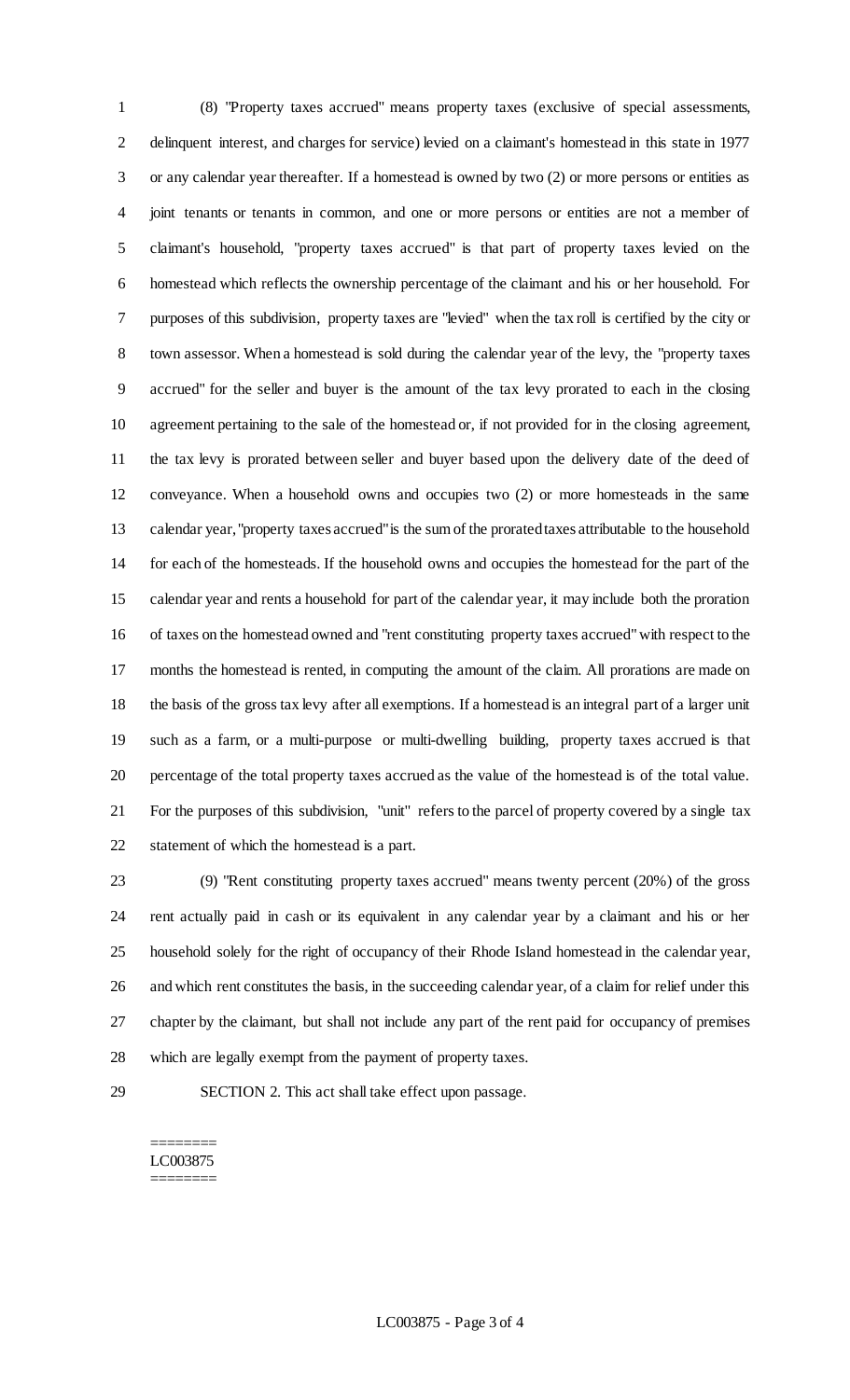(8) "Property taxes accrued" means property taxes (exclusive of special assessments, delinquent interest, and charges for service) levied on a claimant's homestead in this state in 1977 or any calendar year thereafter. If a homestead is owned by two (2) or more persons or entities as joint tenants or tenants in common, and one or more persons or entities are not a member of claimant's household, "property taxes accrued" is that part of property taxes levied on the homestead which reflects the ownership percentage of the claimant and his or her household. For purposes of this subdivision, property taxes are "levied" when the tax roll is certified by the city or town assessor. When a homestead is sold during the calendar year of the levy, the "property taxes accrued" for the seller and buyer is the amount of the tax levy prorated to each in the closing agreement pertaining to the sale of the homestead or, if not provided for in the closing agreement, the tax levy is prorated between seller and buyer based upon the delivery date of the deed of conveyance. When a household owns and occupies two (2) or more homesteads in the same calendar year, "property taxes accrued" is the sum of the prorated taxes attributable to the household for each of the homesteads. If the household owns and occupies the homestead for the part of the calendar year and rents a household for part of the calendar year, it may include both the proration of taxes on the homestead owned and "rent constituting property taxes accrued" with respect to the months the homestead is rented, in computing the amount of the claim. All prorations are made on the basis of the gross tax levy after all exemptions. If a homestead is an integral part of a larger unit such as a farm, or a multi-purpose or multi-dwelling building, property taxes accrued is that percentage of the total property taxes accrued as the value of the homestead is of the total value. For the purposes of this subdivision, "unit" refers to the parcel of property covered by a single tax statement of which the homestead is a part.

(9) "Rent constituting property taxes accrued" means twenty percent (20%) of the gross rent actually paid in cash or its equivalent in any calendar year by a claimant and his or her household solely for the right of occupancy of their Rhode Island homestead in the calendar year, and which rent constitutes the basis, in the succeeding calendar year, of a claim for relief under this chapter by the claimant, but shall not include any part of the rent paid for occupancy of premises which are legally exempt from the payment of property taxes.

SECTION 2. This act shall take effect upon passage.

========
LC003875
========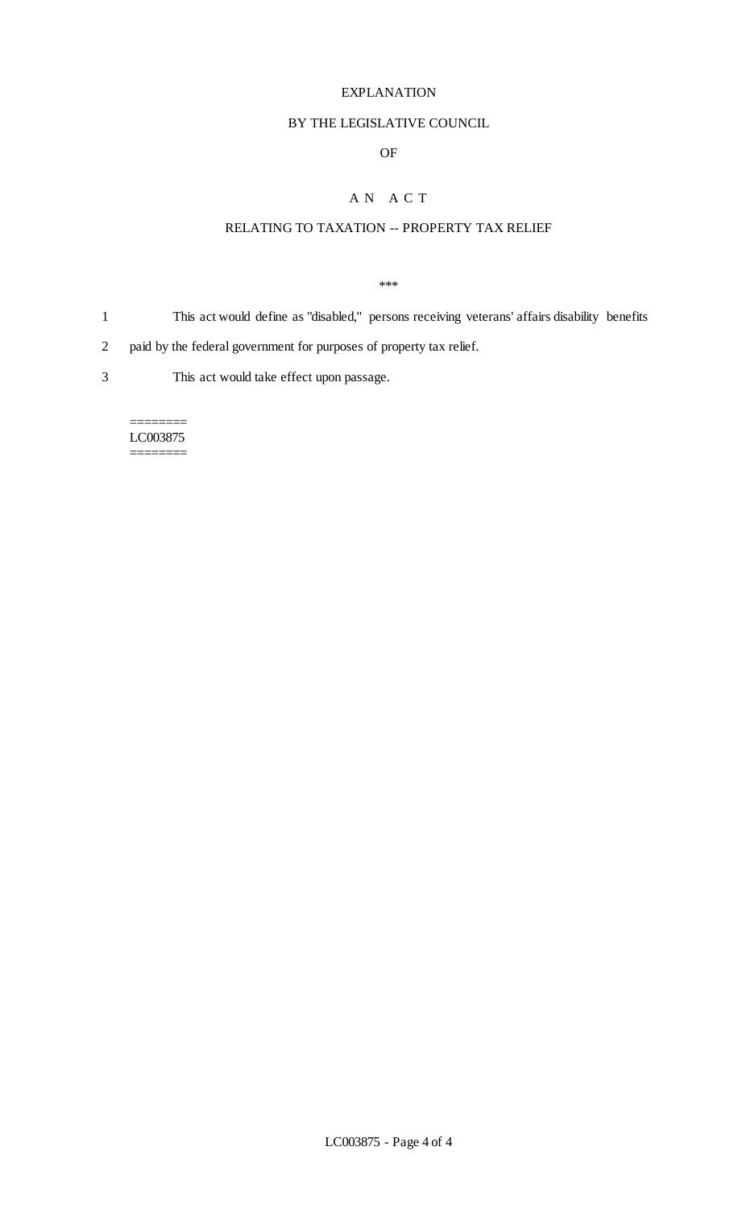EXPLANATION

BY THE LEGISLATIVE COUNCIL

OF

A N A C T

RELATING TO TAXATION -- PROPERTY TAX RELIEF

\*\*\*

1 This act would define as "disabled," persons receiving veterans' affairs disability benefits
2 paid by the federal government for purposes of property tax relief.
3 This act would take effect upon passage.

========
LC003875
========